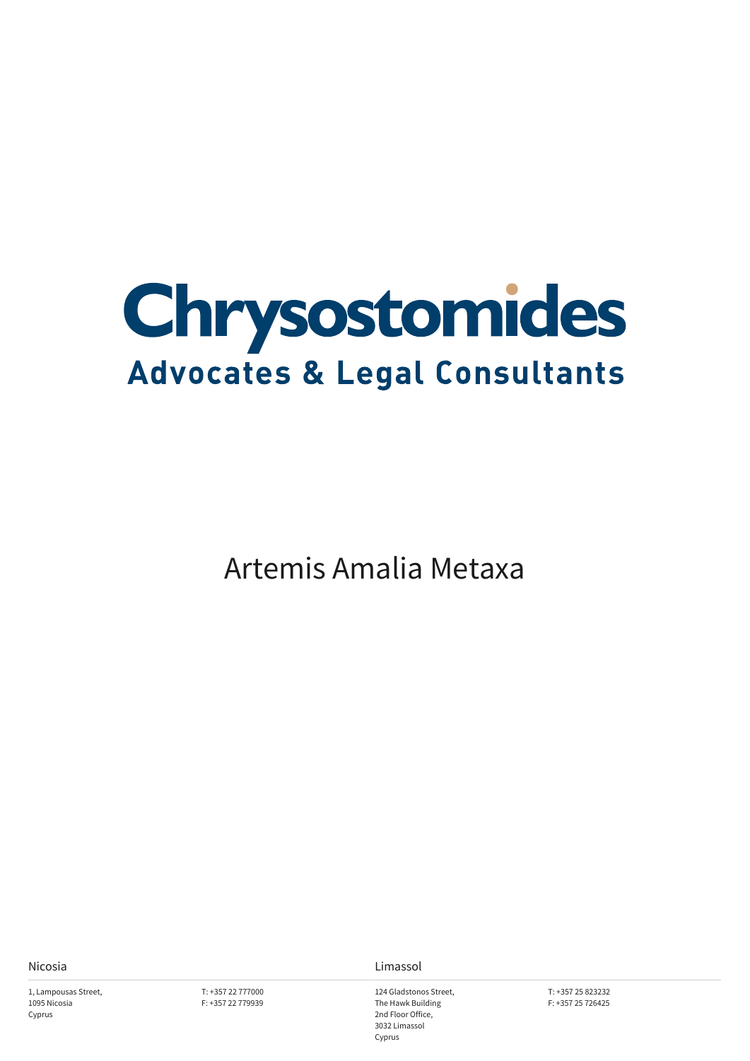# Chrysostomides

## Advocates & Legal Consultants

Artemis Amalia Metaxa

**Nicosia**

1, Lampousas Street,
1095 Nicosia
Cyprus

T: +357 22 777000
F: +357 22 779939

**Limassol**

124 Gladstonos Street,
The Hawk Building
2nd Floor Office,
3032 Limassol
Cyprus

T: +357 25 823232
F: +357 25 726425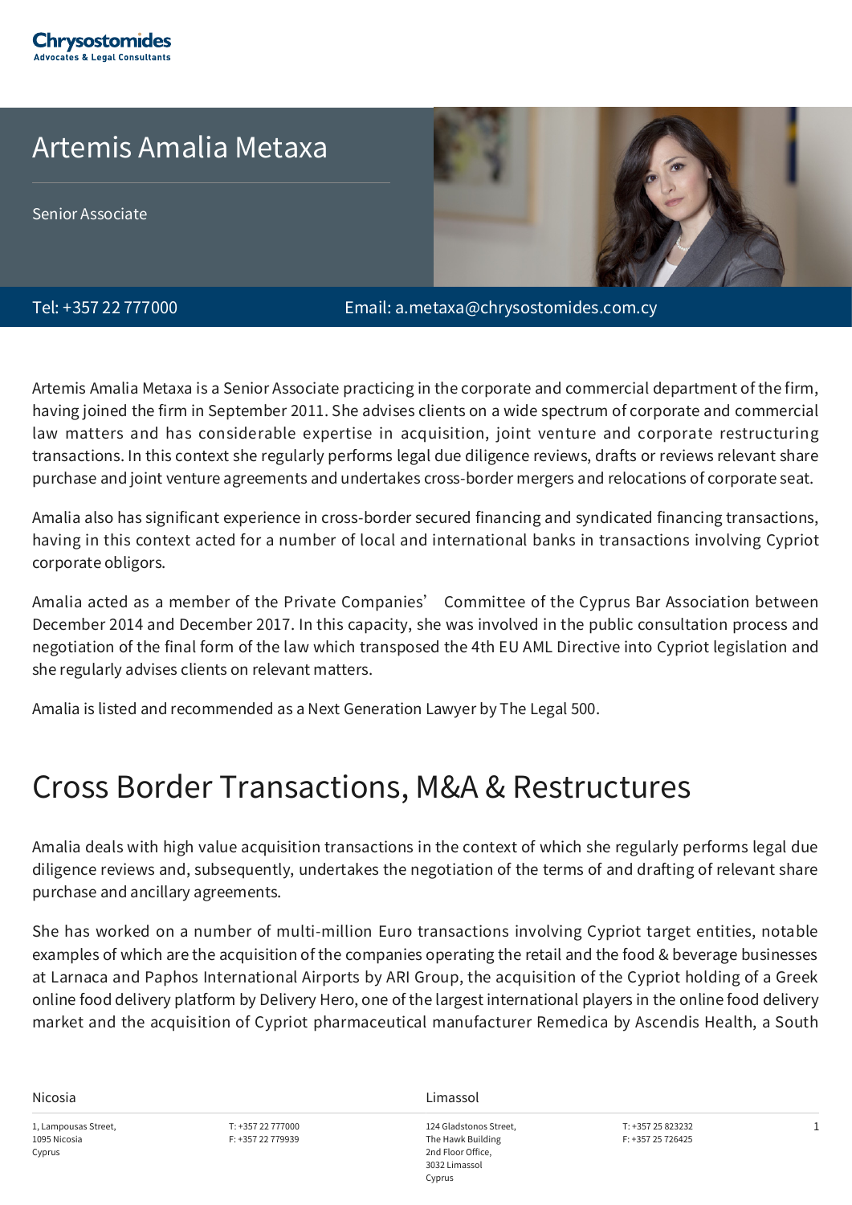# Artemis Amalia Metaxa

Senior Associate

Tel: +357 22 777000

Email: a.metaxa@chrysostomides.com.cy

Artemis Amalia Metaxa is a Senior Associate practicing in the corporate and commercial department of the firm, having joined the firm in September 2011. She advises clients on a wide spectrum of corporate and commercial law matters and has considerable expertise in acquisition, joint venture and corporate restructuring transactions. In this context she regularly performs legal due diligence reviews, drafts or reviews relevant share purchase and joint venture agreements and undertakes cross-border mergers and relocations of corporate seat.

Amalia also has significant experience in cross-border secured financing and syndicated financing transactions, having in this context acted for a number of local and international banks in transactions involving Cypriot corporate obligors.

Amalia acted as a member of the Private Companies' Committee of the Cyprus Bar Association between December 2014 and December 2017. In this capacity, she was involved in the public consultation process and negotiation of the final form of the law which transposed the 4th EU AML Directive into Cypriot legislation and she regularly advises clients on relevant matters.

Amalia is listed and recommended as a Next Generation Lawyer by The Legal 500.

## Cross Border Transactions, M&A & Restructures

Amalia deals with high value acquisition transactions in the context of which she regularly performs legal due diligence reviews and, subsequently, undertakes the negotiation of the terms of and drafting of relevant share purchase and ancillary agreements.

She has worked on a number of multi-million Euro transactions involving Cypriot target entities, notable examples of which are the acquisition of the companies operating the retail and the food & beverage businesses at Larnaca and Paphos International Airports by ARI Group, the acquisition of the Cypriot holding of a Greek online food delivery platform by Delivery Hero, one of the largest international players in the online food delivery market and the acquisition of Cypriot pharmaceutical manufacturer Remedica by Ascendis Health, a South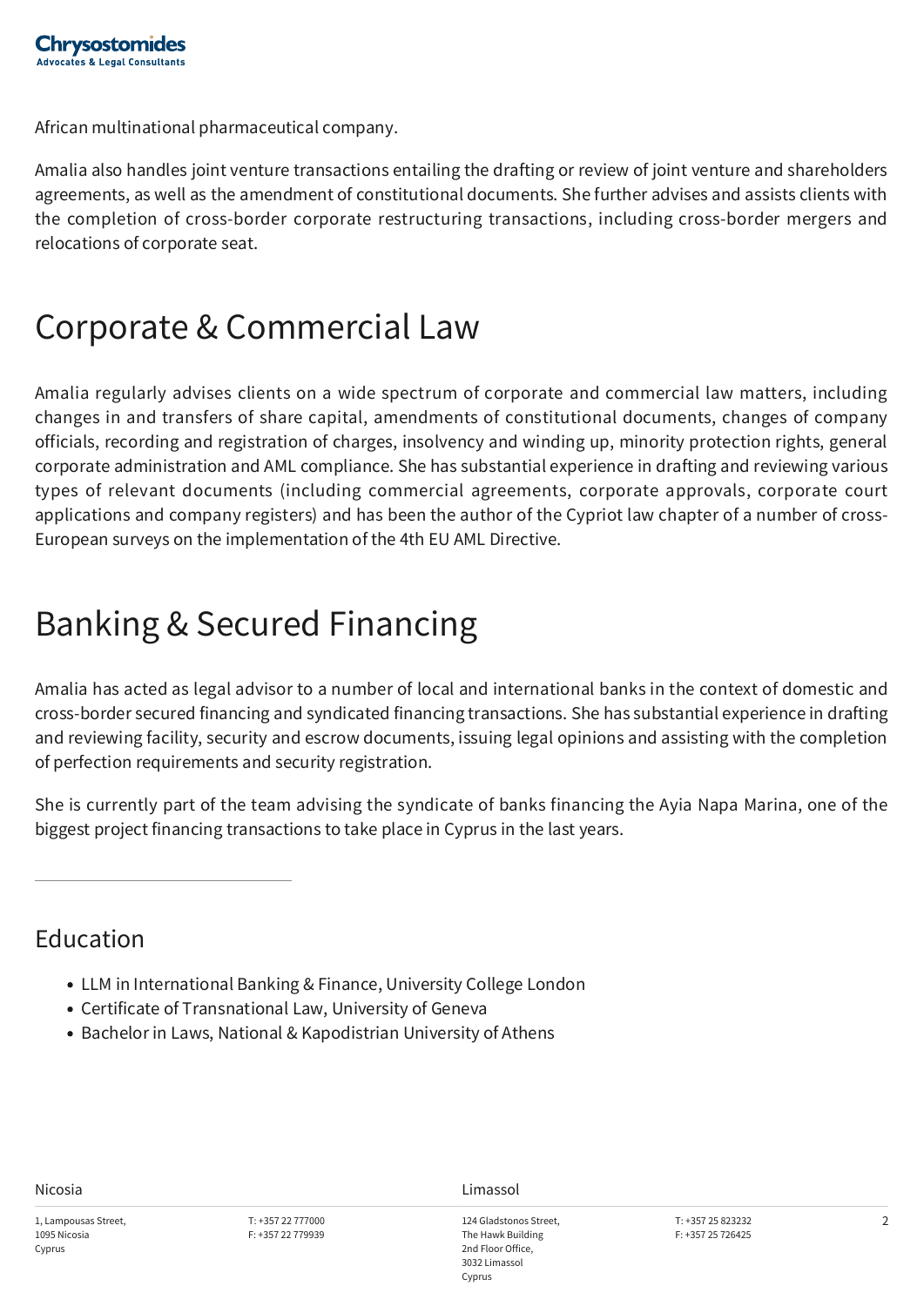African multinational pharmaceutical company.

Amalia also handles joint venture transactions entailing the drafting or review of joint venture and shareholders agreements, as well as the amendment of constitutional documents. She further advises and assists clients with the completion of cross-border corporate restructuring transactions, including cross-border mergers and relocations of corporate seat.

# Corporate & Commercial Law

Amalia regularly advises clients on a wide spectrum of corporate and commercial law matters, including changes in and transfers of share capital, amendments of constitutional documents, changes of company officials, recording and registration of charges, insolvency and winding up, minority protection rights, general corporate administration and AML compliance. She has substantial experience in drafting and reviewing various types of relevant documents (including commercial agreements, corporate approvals, corporate court applications and company registers) and has been the author of the Cypriot law chapter of a number of cross-European surveys on the implementation of the 4th EU AML Directive.

# Banking & Secured Financing

Amalia has acted as legal advisor to a number of local and international banks in the context of domestic and cross-border secured financing and syndicated financing transactions. She has substantial experience in drafting and reviewing facility, security and escrow documents, issuing legal opinions and assisting with the completion of perfection requirements and security registration.

She is currently part of the team advising the syndicate of banks financing the Ayia Napa Marina, one of the biggest project financing transactions to take place in Cyprus in the last years.

## Education

- LLM in International Banking & Finance, University College London
- Certificate of Transnational Law, University of Geneva
- Bachelor in Laws, National & Kapodistrian University of Athens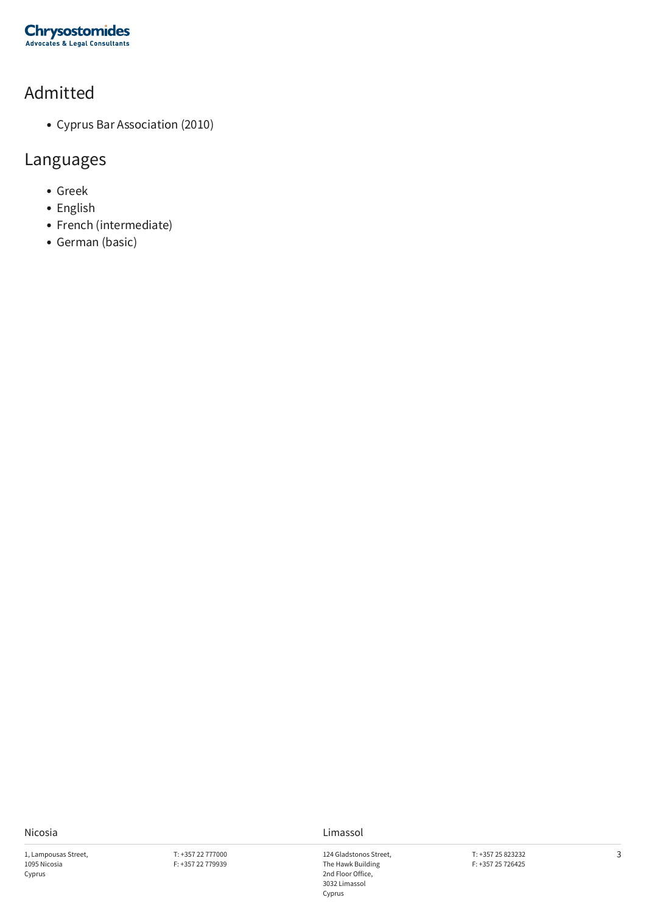## Admitted

- Cyprus Bar Association (2010)

## Languages

- Greek
- English
- French (intermediate)
- German (basic)